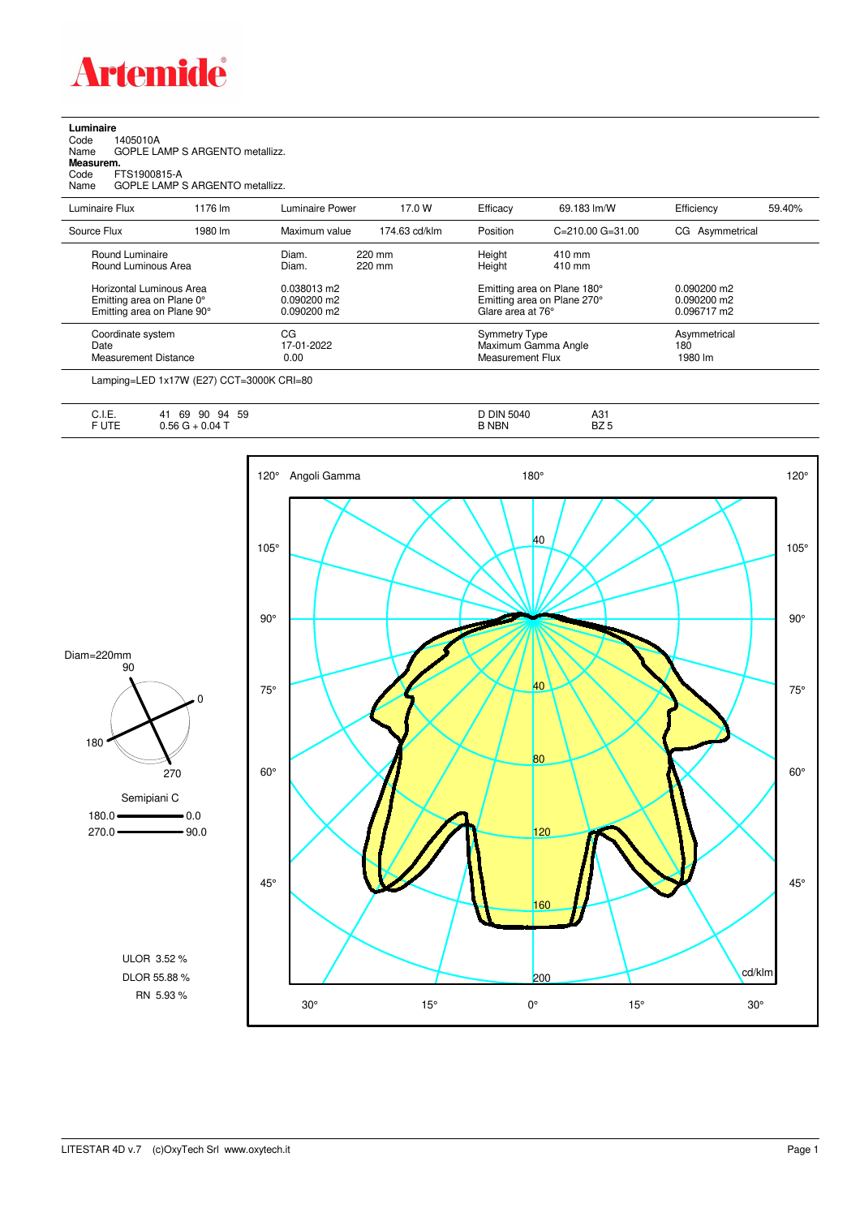# Artemide

**Luminaire**

Code 1405010A
Name GOPLE LAMP S ARGENTO metallizz.

**Measurem.**

Code FTS1900815-A
Name GOPLE LAMP S ARGENTO metallizz.

| Luminaire Flux | 1176 lm | Luminaire Power | 17.0 W | Efficacy | 69.183 lm/W | Efficiency | 59.40% |
|---|---|---|---|---|---|---|---|
| Source Flux | 1980 lm | Maximum value | 174.63 cd/klm | Position | C=210.00 G=31.00 | CG | Asymmetrical |

| | | | | |
|---|---|---|---|---|
| Round Luminaire | Diam. 220 mm | Height | 410 mm | |
| Round Luminous Area | Diam. 220 mm | Height | 410 mm | |
| Horizontal Luminous Area | 0.038013 m2 | Emitting area on Plane 180° | | 0.090200 m2 |
| Emitting area on Plane 0° | 0.090200 m2 | Emitting area on Plane 270° | | 0.090200 m2 |
| Emitting area on Plane 90° | 0.090200 m2 | Glare area at 76° | | 0.096717 m2 |
| Coordinate system | CG | Symmetry Type | | Asymmetrical |
| Date | 17-01-2022 | Maximum Gamma Angle | | 180 |
| Measurement Distance | 0.00 | Measurement Flux | | 1980 lm |

Lamping=LED 1x17W (E27) CCT=3000K CRI=80

| | | | |
|---|---|---|---|
| C.I.E. | 41 69 90 94 59 | D DIN 5040 | A31 |
| F UTE | 0.56 G + 0.04 T | B NBN | BZ 5 |

Diam=220mm

Semipiani C
180.0 — 0.0
270.0 — 90.0

Angoli Gamma

cd/klm

ULOR 3.52 %
DLOR 55.88 %
RN 5.93 %

LITESTAR 4D v.7 (c)OxyTech Srl www.oxytech.it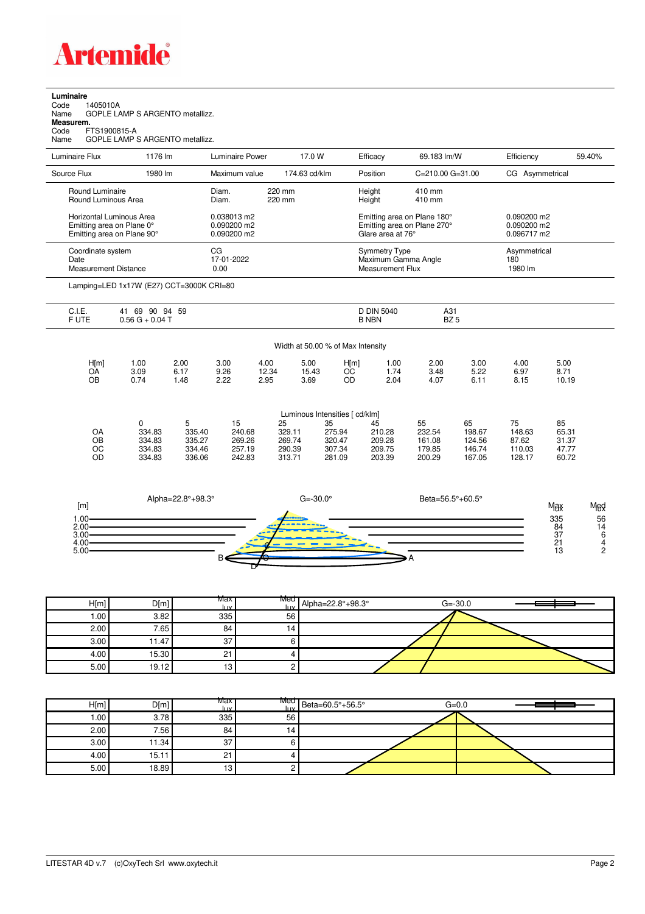Artemide

**Luminaire**
Code 1405010A
Name GOPLE LAMP S ARGENTO metallizz.
**Measurem.**
Code FTS1900815-A
Name GOPLE LAMP S ARGENTO metallizz.

| | | | | | | | |
|---|---|---|---|---|---|---|---|
| Luminaire Flux | 1176 lm | Luminaire Power | 17.0 W | Efficacy | 69.183 lm/W | Efficiency | 59.40% |
| Source Flux | 1980 lm | Maximum value | 174.63 cd/klm | Position | C=210.00 G=31.00 | CG | Asymmetrical |

| | | | |
|---|---|---|---|
| Round Luminaire | Diam. 220 mm | Height | 410 mm |
| Round Luminous Area | Diam. 220 mm | Height | 410 mm |
| Horizontal Luminous Area | 0.038013 m2 | Emitting area on Plane 180° | 0.090200 m2 |
| Emitting area on Plane 0° | 0.090200 m2 | Emitting area on Plane 270° | 0.090200 m2 |
| Emitting area on Plane 90° | 0.090200 m2 | Glare area at 76° | 0.096717 m2 |
| Coordinate system | CG | Symmetry Type | Asymmetrical |
| Date | 17-01-2022 | Maximum Gamma Angle | 180 |
| Measurement Distance | 0.00 | Measurement Flux | 1980 lm |

Lamping=LED 1x17W (E27) CCT=3000K CRI=80

| | | | |
|---|---|---|---|
| C.I.E. | 41 69 90 94 59 | D DIN 5040 | A31 |
| F UTE | 0.56 G + 0.04 T | B NBN | BZ 5 |

Width at 50.00 % of Max Intensity

| H[m] | 1.00 | 2.00 | 3.00 | 4.00 | 5.00 | H[m] | 1.00 | 2.00 | 3.00 | 4.00 | 5.00 |
|---|---|---|---|---|---|---|---|---|---|---|---|
| OA | 3.09 | 6.17 | 9.26 | 12.34 | 15.43 | OC | 1.74 | 3.48 | 5.22 | 6.97 | 8.71 |
| OB | 0.74 | 1.48 | 2.22 | 2.95 | 3.69 | OD | 2.04 | 4.07 | 6.11 | 8.15 | 10.19 |

Luminous Intensities [ cd/klm]

| | 0 | 5 | 15 | 25 | 35 | 45 | 55 | 65 | 75 | 85 |
|---|---|---|---|---|---|---|---|---|---|---|
| OA | 334.83 | 335.40 | 240.68 | 329.11 | 275.94 | 210.28 | 232.54 | 198.67 | 148.63 | 65.31 |
| OB | 334.83 | 335.27 | 269.26 | 269.74 | 320.47 | 209.28 | 161.08 | 124.56 | 87.62 | 31.37 |
| OC | 334.83 | 334.46 | 257.19 | 290.39 | 307.34 | 209.75 | 179.85 | 146.74 | 110.03 | 47.77 |
| OD | 334.83 | 336.06 | 242.83 | 313.71 | 281.09 | 203.39 | 200.29 | 167.05 | 128.17 | 60.72 |

[m]
Alpha=22.8°+98.3°
G=-30.0°
Beta=56.5°+60.5°
Max lux
Med lux
1.00 2.00 3.00 4.00 5.00
335 84 37 21 13
56 14 6 4 2
B C D A

| H[m] | D[m] | Max lux | Med lux | Alpha=22.8°+98.3° G=-30.0 |
|---|---|---|---|---|
| 1.00 | 3.82 | 335 | 56 | |
| 2.00 | 7.65 | 84 | 14 | |
| 3.00 | 11.47 | 37 | 6 | |
| 4.00 | 15.30 | 21 | 4 | |
| 5.00 | 19.12 | 13 | 2 | |

| H[m] | D[m] | Max lux | Med lux | Beta=60.5°+56.5° G=0.0 |
|---|---|---|---|---|
| 1.00 | 3.78 | 335 | 56 | |
| 2.00 | 7.56 | 84 | 14 | |
| 3.00 | 11.34 | 37 | 6 | |
| 4.00 | 15.11 | 21 | 4 | |
| 5.00 | 18.89 | 13 | 2 | |

LITESTAR 4D v.7 (c)OxyTech Srl www.oxytech.it